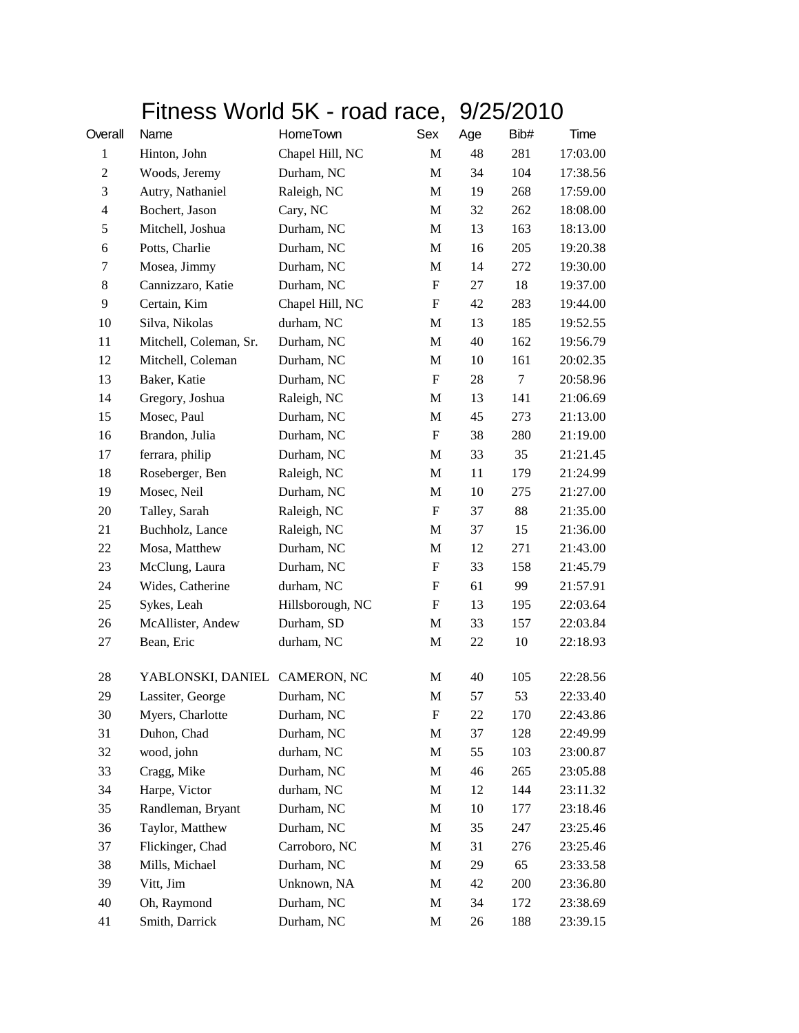# Fitness World 5K - road race, 9/25/2010

| Overall | Name | HomeTown | Sex | Age | Bib# | Time |
|---|---|---|---|---|---|---|
| 1 | Hinton, John | Chapel Hill, NC | M | 48 | 281 | 17:03.00 |
| 2 | Woods, Jeremy | Durham, NC | M | 34 | 104 | 17:38.56 |
| 3 | Autry, Nathaniel | Raleigh, NC | M | 19 | 268 | 17:59.00 |
| 4 | Bochert, Jason | Cary, NC | M | 32 | 262 | 18:08.00 |
| 5 | Mitchell, Joshua | Durham, NC | M | 13 | 163 | 18:13.00 |
| 6 | Potts, Charlie | Durham, NC | M | 16 | 205 | 19:20.38 |
| 7 | Mosea, Jimmy | Durham, NC | M | 14 | 272 | 19:30.00 |
| 8 | Cannizzaro, Katie | Durham, NC | F | 27 | 18 | 19:37.00 |
| 9 | Certain, Kim | Chapel Hill, NC | F | 42 | 283 | 19:44.00 |
| 10 | Silva, Nikolas | durham, NC | M | 13 | 185 | 19:52.55 |
| 11 | Mitchell, Coleman, Sr. | Durham, NC | M | 40 | 162 | 19:56.79 |
| 12 | Mitchell, Coleman | Durham, NC | M | 10 | 161 | 20:02.35 |
| 13 | Baker, Katie | Durham, NC | F | 28 | 7 | 20:58.96 |
| 14 | Gregory, Joshua | Raleigh, NC | M | 13 | 141 | 21:06.69 |
| 15 | Mosec, Paul | Durham, NC | M | 45 | 273 | 21:13.00 |
| 16 | Brandon, Julia | Durham, NC | F | 38 | 280 | 21:19.00 |
| 17 | ferrara, philip | Durham, NC | M | 33 | 35 | 21:21.45 |
| 18 | Roseberger, Ben | Raleigh, NC | M | 11 | 179 | 21:24.99 |
| 19 | Mosec, Neil | Durham, NC | M | 10 | 275 | 21:27.00 |
| 20 | Talley, Sarah | Raleigh, NC | F | 37 | 88 | 21:35.00 |
| 21 | Buchholz, Lance | Raleigh, NC | M | 37 | 15 | 21:36.00 |
| 22 | Mosa, Matthew | Durham, NC | M | 12 | 271 | 21:43.00 |
| 23 | McClung, Laura | Durham, NC | F | 33 | 158 | 21:45.79 |
| 24 | Wides, Catherine | durham, NC | F | 61 | 99 | 21:57.91 |
| 25 | Sykes, Leah | Hillsborough, NC | F | 13 | 195 | 22:03.64 |
| 26 | McAllister, Andew | Durham, SD | M | 33 | 157 | 22:03.84 |
| 27 | Bean, Eric | durham, NC | M | 22 | 10 | 22:18.93 |
| 28 | YABLONSKI, DANIEL | CAMERON, NC | M | 40 | 105 | 22:28.56 |
| 29 | Lassiter, George | Durham, NC | M | 57 | 53 | 22:33.40 |
| 30 | Myers, Charlotte | Durham, NC | F | 22 | 170 | 22:43.86 |
| 31 | Duhon, Chad | Durham, NC | M | 37 | 128 | 22:49.99 |
| 32 | wood, john | durham, NC | M | 55 | 103 | 23:00.87 |
| 33 | Cragg, Mike | Durham, NC | M | 46 | 265 | 23:05.88 |
| 34 | Harpe, Victor | durham, NC | M | 12 | 144 | 23:11.32 |
| 35 | Randleman, Bryant | Durham, NC | M | 10 | 177 | 23:18.46 |
| 36 | Taylor, Matthew | Durham, NC | M | 35 | 247 | 23:25.46 |
| 37 | Flickinger, Chad | Carroboro, NC | M | 31 | 276 | 23:25.46 |
| 38 | Mills, Michael | Durham, NC | M | 29 | 65 | 23:33.58 |
| 39 | Vitt, Jim | Unknown, NA | M | 42 | 200 | 23:36.80 |
| 40 | Oh, Raymond | Durham, NC | M | 34 | 172 | 23:38.69 |
| 41 | Smith, Darrick | Durham, NC | M | 26 | 188 | 23:39.15 |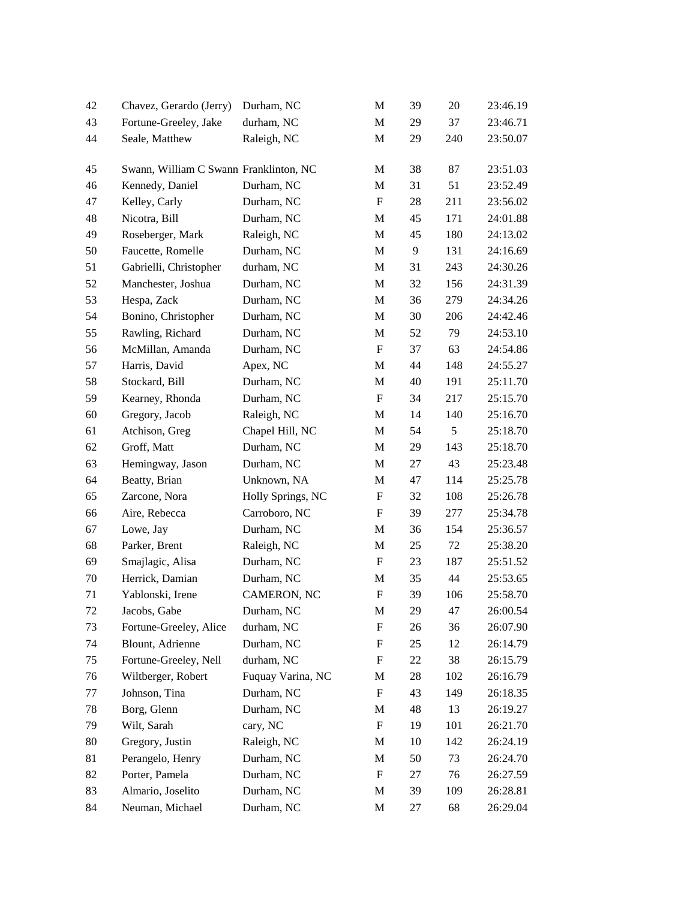| | | | | | | |
|---|---|---|---|---|---|---|
| 42 | Chavez, Gerardo (Jerry) | Durham, NC | M | 39 | 20 | 23:46.19 |
| 43 | Fortune-Greeley, Jake | durham, NC | M | 29 | 37 | 23:46.71 |
| 44 | Seale, Matthew | Raleigh, NC | M | 29 | 240 | 23:50.07 |
| 45 | Swann, William C Swann | Franklinton, NC | M | 38 | 87 | 23:51.03 |
| 46 | Kennedy, Daniel | Durham, NC | M | 31 | 51 | 23:52.49 |
| 47 | Kelley, Carly | Durham, NC | F | 28 | 211 | 23:56.02 |
| 48 | Nicotra, Bill | Durham, NC | M | 45 | 171 | 24:01.88 |
| 49 | Roseberger, Mark | Raleigh, NC | M | 45 | 180 | 24:13.02 |
| 50 | Faucette, Romelle | Durham, NC | M | 9 | 131 | 24:16.69 |
| 51 | Gabrielli, Christopher | durham, NC | M | 31 | 243 | 24:30.26 |
| 52 | Manchester, Joshua | Durham, NC | M | 32 | 156 | 24:31.39 |
| 53 | Hespa, Zack | Durham, NC | M | 36 | 279 | 24:34.26 |
| 54 | Bonino, Christopher | Durham, NC | M | 30 | 206 | 24:42.46 |
| 55 | Rawling, Richard | Durham, NC | M | 52 | 79 | 24:53.10 |
| 56 | McMillan, Amanda | Durham, NC | F | 37 | 63 | 24:54.86 |
| 57 | Harris, David | Apex, NC | M | 44 | 148 | 24:55.27 |
| 58 | Stockard, Bill | Durham, NC | M | 40 | 191 | 25:11.70 |
| 59 | Kearney, Rhonda | Durham, NC | F | 34 | 217 | 25:15.70 |
| 60 | Gregory, Jacob | Raleigh, NC | M | 14 | 140 | 25:16.70 |
| 61 | Atchison, Greg | Chapel Hill, NC | M | 54 | 5 | 25:18.70 |
| 62 | Groff, Matt | Durham, NC | M | 29 | 143 | 25:18.70 |
| 63 | Hemingway, Jason | Durham, NC | M | 27 | 43 | 25:23.48 |
| 64 | Beatty, Brian | Unknown, NA | M | 47 | 114 | 25:25.78 |
| 65 | Zarcone, Nora | Holly Springs, NC | F | 32 | 108 | 25:26.78 |
| 66 | Aire, Rebecca | Carroboro, NC | F | 39 | 277 | 25:34.78 |
| 67 | Lowe, Jay | Durham, NC | M | 36 | 154 | 25:36.57 |
| 68 | Parker, Brent | Raleigh, NC | M | 25 | 72 | 25:38.20 |
| 69 | Smajlagic, Alisa | Durham, NC | F | 23 | 187 | 25:51.52 |
| 70 | Herrick, Damian | Durham, NC | M | 35 | 44 | 25:53.65 |
| 71 | Yablonski, Irene | CAMERON, NC | F | 39 | 106 | 25:58.70 |
| 72 | Jacobs, Gabe | Durham, NC | M | 29 | 47 | 26:00.54 |
| 73 | Fortune-Greeley, Alice | durham, NC | F | 26 | 36 | 26:07.90 |
| 74 | Blount, Adrienne | Durham, NC | F | 25 | 12 | 26:14.79 |
| 75 | Fortune-Greeley, Nell | durham, NC | F | 22 | 38 | 26:15.79 |
| 76 | Wiltberger, Robert | Fuquay Varina, NC | M | 28 | 102 | 26:16.79 |
| 77 | Johnson, Tina | Durham, NC | F | 43 | 149 | 26:18.35 |
| 78 | Borg, Glenn | Durham, NC | M | 48 | 13 | 26:19.27 |
| 79 | Wilt, Sarah | cary, NC | F | 19 | 101 | 26:21.70 |
| 80 | Gregory, Justin | Raleigh, NC | M | 10 | 142 | 26:24.19 |
| 81 | Perangelo, Henry | Durham, NC | M | 50 | 73 | 26:24.70 |
| 82 | Porter, Pamela | Durham, NC | F | 27 | 76 | 26:27.59 |
| 83 | Almario, Joselito | Durham, NC | M | 39 | 109 | 26:28.81 |
| 84 | Neuman, Michael | Durham, NC | M | 27 | 68 | 26:29.04 |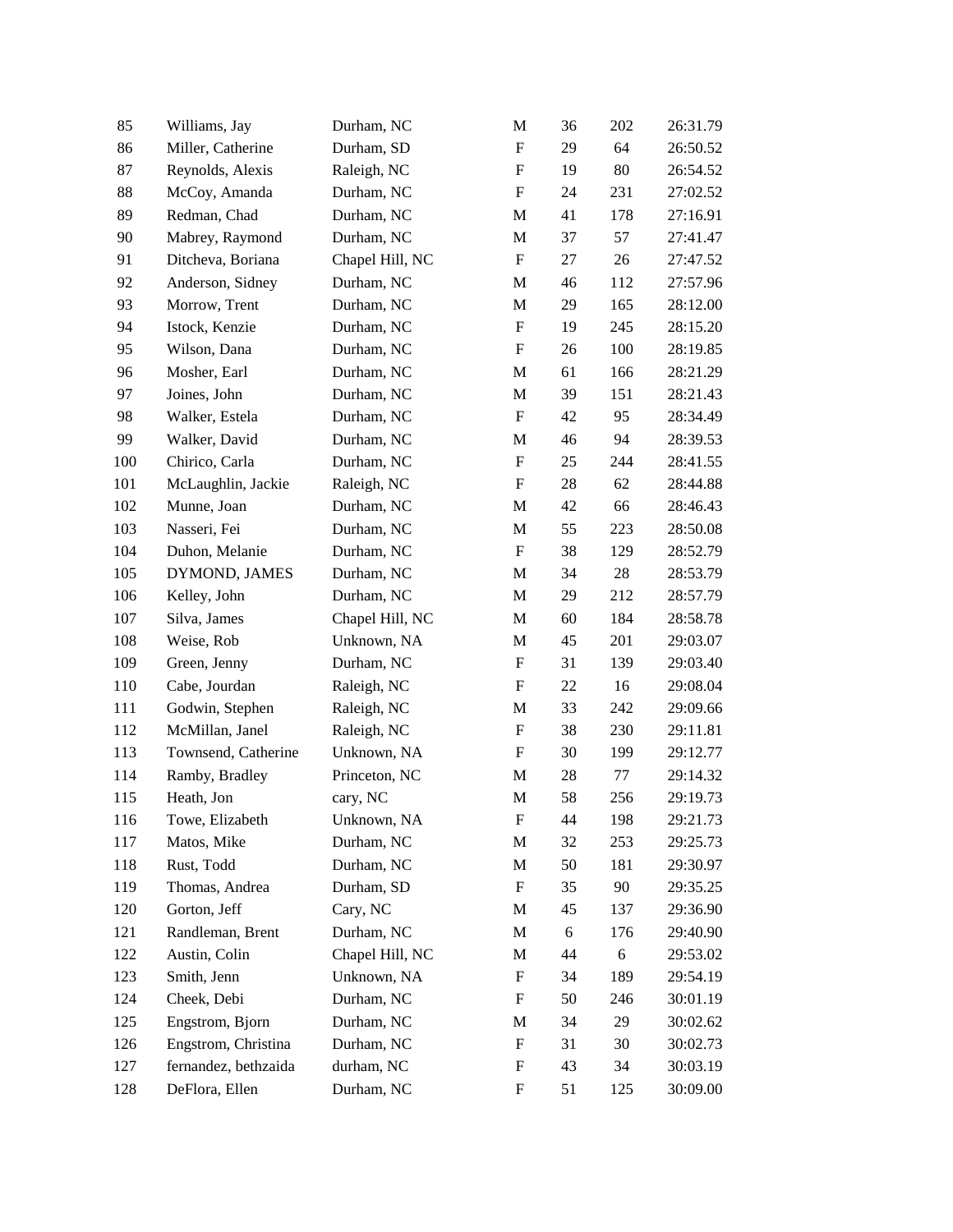| | | | | | | |
|---|---|---|---|---|---|---|
| 85 | Williams, Jay | Durham, NC | M | 36 | 202 | 26:31.79 |
| 86 | Miller, Catherine | Durham, SD | F | 29 | 64 | 26:50.52 |
| 87 | Reynolds, Alexis | Raleigh, NC | F | 19 | 80 | 26:54.52 |
| 88 | McCoy, Amanda | Durham, NC | F | 24 | 231 | 27:02.52 |
| 89 | Redman, Chad | Durham, NC | M | 41 | 178 | 27:16.91 |
| 90 | Mabrey, Raymond | Durham, NC | M | 37 | 57 | 27:41.47 |
| 91 | Ditcheva, Boriana | Chapel Hill, NC | F | 27 | 26 | 27:47.52 |
| 92 | Anderson, Sidney | Durham, NC | M | 46 | 112 | 27:57.96 |
| 93 | Morrow, Trent | Durham, NC | M | 29 | 165 | 28:12.00 |
| 94 | Istock, Kenzie | Durham, NC | F | 19 | 245 | 28:15.20 |
| 95 | Wilson, Dana | Durham, NC | F | 26 | 100 | 28:19.85 |
| 96 | Mosher, Earl | Durham, NC | M | 61 | 166 | 28:21.29 |
| 97 | Joines, John | Durham, NC | M | 39 | 151 | 28:21.43 |
| 98 | Walker, Estela | Durham, NC | F | 42 | 95 | 28:34.49 |
| 99 | Walker, David | Durham, NC | M | 46 | 94 | 28:39.53 |
| 100 | Chirico, Carla | Durham, NC | F | 25 | 244 | 28:41.55 |
| 101 | McLaughlin, Jackie | Raleigh, NC | F | 28 | 62 | 28:44.88 |
| 102 | Munne, Joan | Durham, NC | M | 42 | 66 | 28:46.43 |
| 103 | Nasseri, Fei | Durham, NC | M | 55 | 223 | 28:50.08 |
| 104 | Duhon, Melanie | Durham, NC | F | 38 | 129 | 28:52.79 |
| 105 | DYMOND, JAMES | Durham, NC | M | 34 | 28 | 28:53.79 |
| 106 | Kelley, John | Durham, NC | M | 29 | 212 | 28:57.79 |
| 107 | Silva, James | Chapel Hill, NC | M | 60 | 184 | 28:58.78 |
| 108 | Weise, Rob | Unknown, NA | M | 45 | 201 | 29:03.07 |
| 109 | Green, Jenny | Durham, NC | F | 31 | 139 | 29:03.40 |
| 110 | Cabe, Jourdan | Raleigh, NC | F | 22 | 16 | 29:08.04 |
| 111 | Godwin, Stephen | Raleigh, NC | M | 33 | 242 | 29:09.66 |
| 112 | McMillan, Janel | Raleigh, NC | F | 38 | 230 | 29:11.81 |
| 113 | Townsend, Catherine | Unknown, NA | F | 30 | 199 | 29:12.77 |
| 114 | Ramby, Bradley | Princeton, NC | M | 28 | 77 | 29:14.32 |
| 115 | Heath, Jon | cary, NC | M | 58 | 256 | 29:19.73 |
| 116 | Towe, Elizabeth | Unknown, NA | F | 44 | 198 | 29:21.73 |
| 117 | Matos, Mike | Durham, NC | M | 32 | 253 | 29:25.73 |
| 118 | Rust, Todd | Durham, NC | M | 50 | 181 | 29:30.97 |
| 119 | Thomas, Andrea | Durham, SD | F | 35 | 90 | 29:35.25 |
| 120 | Gorton, Jeff | Cary, NC | M | 45 | 137 | 29:36.90 |
| 121 | Randleman, Brent | Durham, NC | M | 6 | 176 | 29:40.90 |
| 122 | Austin, Colin | Chapel Hill, NC | M | 44 | 6 | 29:53.02 |
| 123 | Smith, Jenn | Unknown, NA | F | 34 | 189 | 29:54.19 |
| 124 | Cheek, Debi | Durham, NC | F | 50 | 246 | 30:01.19 |
| 125 | Engstrom, Bjorn | Durham, NC | M | 34 | 29 | 30:02.62 |
| 126 | Engstrom, Christina | Durham, NC | F | 31 | 30 | 30:02.73 |
| 127 | fernandez, bethzaida | durham, NC | F | 43 | 34 | 30:03.19 |
| 128 | DeFlora, Ellen | Durham, NC | F | 51 | 125 | 30:09.00 |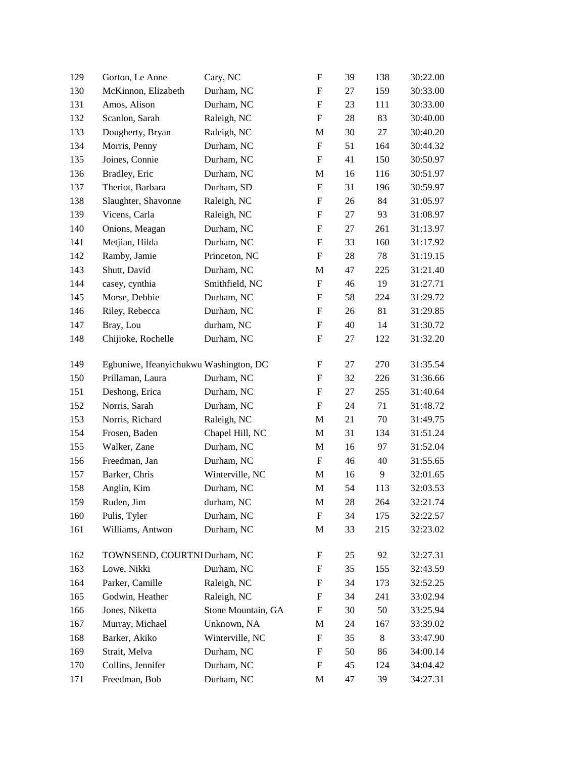| | | | | | | |
|---|---|---|---|---|---|---|
| 129 | Gorton, Le Anne | Cary, NC | F | 39 | 138 | 30:22.00 |
| 130 | McKinnon, Elizabeth | Durham, NC | F | 27 | 159 | 30:33.00 |
| 131 | Amos, Alison | Durham, NC | F | 23 | 111 | 30:33.00 |
| 132 | Scanlon, Sarah | Raleigh, NC | F | 28 | 83 | 30:40.00 |
| 133 | Dougherty, Bryan | Raleigh, NC | M | 30 | 27 | 30:40.20 |
| 134 | Morris, Penny | Durham, NC | F | 51 | 164 | 30:44.32 |
| 135 | Joines, Connie | Durham, NC | F | 41 | 150 | 30:50.97 |
| 136 | Bradley, Eric | Durham, NC | M | 16 | 116 | 30:51.97 |
| 137 | Theriot, Barbara | Durham, SD | F | 31 | 196 | 30:59.97 |
| 138 | Slaughter, Shavonne | Raleigh, NC | F | 26 | 84 | 31:05.97 |
| 139 | Vicens, Carla | Raleigh, NC | F | 27 | 93 | 31:08.97 |
| 140 | Onions, Meagan | Durham, NC | F | 27 | 261 | 31:13.97 |
| 141 | Metjian, Hilda | Durham, NC | F | 33 | 160 | 31:17.92 |
| 142 | Ramby, Jamie | Princeton, NC | F | 28 | 78 | 31:19.15 |
| 143 | Shutt, David | Durham, NC | M | 47 | 225 | 31:21.40 |
| 144 | casey, cynthia | Smithfield, NC | F | 46 | 19 | 31:27.71 |
| 145 | Morse, Debbie | Durham, NC | F | 58 | 224 | 31:29.72 |
| 146 | Riley, Rebecca | Durham, NC | F | 26 | 81 | 31:29.85 |
| 147 | Bray, Lou | durham, NC | F | 40 | 14 | 31:30.72 |
| 148 | Chijioke, Rochelle | Durham, NC | F | 27 | 122 | 31:32.20 |
| 149 | Egbuniwe, Ifeanyichukwu | Washington, DC | F | 27 | 270 | 31:35.54 |
| 150 | Prillaman, Laura | Durham, NC | F | 32 | 226 | 31:36.66 |
| 151 | Deshong, Erica | Durham, NC | F | 27 | 255 | 31:40.64 |
| 152 | Norris, Sarah | Durham, NC | F | 24 | 71 | 31:48.72 |
| 153 | Norris, Richard | Raleigh, NC | M | 21 | 70 | 31:49.75 |
| 154 | Frosen, Baden | Chapel Hill, NC | M | 31 | 134 | 31:51.24 |
| 155 | Walker, Zane | Durham, NC | M | 16 | 97 | 31:52.04 |
| 156 | Freedman, Jan | Durham, NC | F | 46 | 40 | 31:55.65 |
| 157 | Barker, Chris | Winterville, NC | M | 16 | 9 | 32:01.65 |
| 158 | Anglin, Kim | Durham, NC | M | 54 | 113 | 32:03.53 |
| 159 | Ruden, Jim | durham, NC | M | 28 | 264 | 32:21.74 |
| 160 | Pulis, Tyler | Durham, NC | F | 34 | 175 | 32:22.57 |
| 161 | Williams, Antwon | Durham, NC | M | 33 | 215 | 32:23.02 |
| 162 | TOWNSEND, COURTNI | Durham, NC | F | 25 | 92 | 32:27.31 |
| 163 | Lowe, Nikki | Durham, NC | F | 35 | 155 | 32:43.59 |
| 164 | Parker, Camille | Raleigh, NC | F | 34 | 173 | 32:52.25 |
| 165 | Godwin, Heather | Raleigh, NC | F | 34 | 241 | 33:02.94 |
| 166 | Jones, Niketta | Stone Mountain, GA | F | 30 | 50 | 33:25.94 |
| 167 | Murray, Michael | Unknown, NA | M | 24 | 167 | 33:39.02 |
| 168 | Barker, Akiko | Winterville, NC | F | 35 | 8 | 33:47.90 |
| 169 | Strait, Melva | Durham, NC | F | 50 | 86 | 34:00.14 |
| 170 | Collins, Jennifer | Durham, NC | F | 45 | 124 | 34:04.42 |
| 171 | Freedman, Bob | Durham, NC | M | 47 | 39 | 34:27.31 |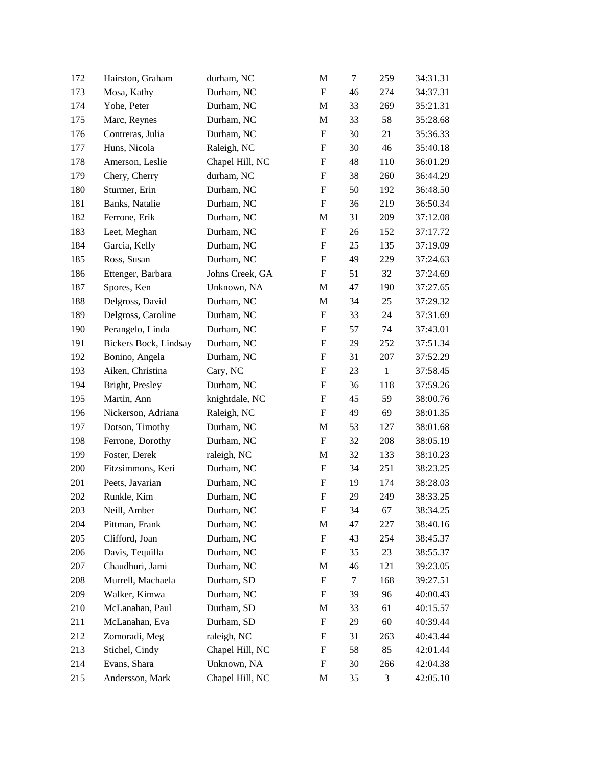| | | | | | | |
|---|---|---|---|---|---|---|
| 172 | Hairston, Graham | durham, NC | M | 7 | 259 | 34:31.31 |
| 173 | Mosa, Kathy | Durham, NC | F | 46 | 274 | 34:37.31 |
| 174 | Yohe, Peter | Durham, NC | M | 33 | 269 | 35:21.31 |
| 175 | Marc, Reynes | Durham, NC | M | 33 | 58 | 35:28.68 |
| 176 | Contreras, Julia | Durham, NC | F | 30 | 21 | 35:36.33 |
| 177 | Huns, Nicola | Raleigh, NC | F | 30 | 46 | 35:40.18 |
| 178 | Amerson, Leslie | Chapel Hill, NC | F | 48 | 110 | 36:01.29 |
| 179 | Chery, Cherry | durham, NC | F | 38 | 260 | 36:44.29 |
| 180 | Sturmer, Erin | Durham, NC | F | 50 | 192 | 36:48.50 |
| 181 | Banks, Natalie | Durham, NC | F | 36 | 219 | 36:50.34 |
| 182 | Ferrone, Erik | Durham, NC | M | 31 | 209 | 37:12.08 |
| 183 | Leet, Meghan | Durham, NC | F | 26 | 152 | 37:17.72 |
| 184 | Garcia, Kelly | Durham, NC | F | 25 | 135 | 37:19.09 |
| 185 | Ross, Susan | Durham, NC | F | 49 | 229 | 37:24.63 |
| 186 | Ettenger, Barbara | Johns Creek, GA | F | 51 | 32 | 37:24.69 |
| 187 | Spores, Ken | Unknown, NA | M | 47 | 190 | 37:27.65 |
| 188 | Delgross, David | Durham, NC | M | 34 | 25 | 37:29.32 |
| 189 | Delgross, Caroline | Durham, NC | F | 33 | 24 | 37:31.69 |
| 190 | Perangelo, Linda | Durham, NC | F | 57 | 74 | 37:43.01 |
| 191 | Bickers Bock, Lindsay | Durham, NC | F | 29 | 252 | 37:51.34 |
| 192 | Bonino, Angela | Durham, NC | F | 31 | 207 | 37:52.29 |
| 193 | Aiken, Christina | Cary, NC | F | 23 | 1 | 37:58.45 |
| 194 | Bright, Presley | Durham, NC | F | 36 | 118 | 37:59.26 |
| 195 | Martin, Ann | knightdale, NC | F | 45 | 59 | 38:00.76 |
| 196 | Nickerson, Adriana | Raleigh, NC | F | 49 | 69 | 38:01.35 |
| 197 | Dotson, Timothy | Durham, NC | M | 53 | 127 | 38:01.68 |
| 198 | Ferrone, Dorothy | Durham, NC | F | 32 | 208 | 38:05.19 |
| 199 | Foster, Derek | raleigh, NC | M | 32 | 133 | 38:10.23 |
| 200 | Fitzsimmons, Keri | Durham, NC | F | 34 | 251 | 38:23.25 |
| 201 | Peets, Javarian | Durham, NC | F | 19 | 174 | 38:28.03 |
| 202 | Runkle, Kim | Durham, NC | F | 29 | 249 | 38:33.25 |
| 203 | Neill, Amber | Durham, NC | F | 34 | 67 | 38:34.25 |
| 204 | Pittman, Frank | Durham, NC | M | 47 | 227 | 38:40.16 |
| 205 | Clifford, Joan | Durham, NC | F | 43 | 254 | 38:45.37 |
| 206 | Davis, Tequilla | Durham, NC | F | 35 | 23 | 38:55.37 |
| 207 | Chaudhuri, Jami | Durham, NC | M | 46 | 121 | 39:23.05 |
| 208 | Murrell, Machaela | Durham, SD | F | 7 | 168 | 39:27.51 |
| 209 | Walker, Kimwa | Durham, NC | F | 39 | 96 | 40:00.43 |
| 210 | McLanahan, Paul | Durham, SD | M | 33 | 61 | 40:15.57 |
| 211 | McLanahan, Eva | Durham, SD | F | 29 | 60 | 40:39.44 |
| 212 | Zomoradi, Meg | raleigh, NC | F | 31 | 263 | 40:43.44 |
| 213 | Stichel, Cindy | Chapel Hill, NC | F | 58 | 85 | 42:01.44 |
| 214 | Evans, Shara | Unknown, NA | F | 30 | 266 | 42:04.38 |
| 215 | Andersson, Mark | Chapel Hill, NC | M | 35 | 3 | 42:05.10 |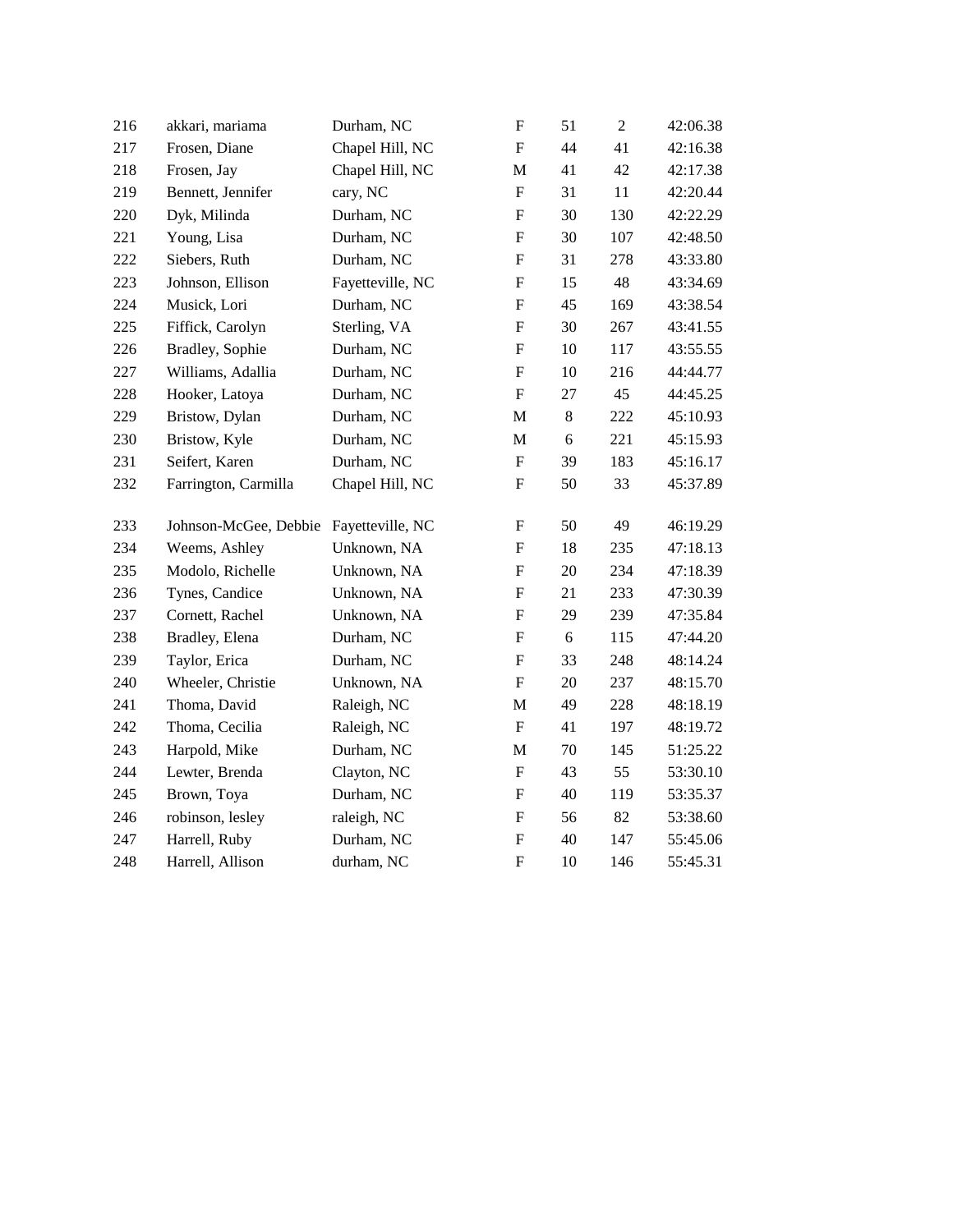| | | | | | | |
|---|---|---|---|---|---|---|
| 216 | akkari, mariama | Durham, NC | F | 51 | 2 | 42:06.38 |
| 217 | Frosen, Diane | Chapel Hill, NC | F | 44 | 41 | 42:16.38 |
| 218 | Frosen, Jay | Chapel Hill, NC | M | 41 | 42 | 42:17.38 |
| 219 | Bennett, Jennifer | cary, NC | F | 31 | 11 | 42:20.44 |
| 220 | Dyk, Milinda | Durham, NC | F | 30 | 130 | 42:22.29 |
| 221 | Young, Lisa | Durham, NC | F | 30 | 107 | 42:48.50 |
| 222 | Siebers, Ruth | Durham, NC | F | 31 | 278 | 43:33.80 |
| 223 | Johnson, Ellison | Fayetteville, NC | F | 15 | 48 | 43:34.69 |
| 224 | Musick, Lori | Durham, NC | F | 45 | 169 | 43:38.54 |
| 225 | Fiffick, Carolyn | Sterling, VA | F | 30 | 267 | 43:41.55 |
| 226 | Bradley, Sophie | Durham, NC | F | 10 | 117 | 43:55.55 |
| 227 | Williams, Adallia | Durham, NC | F | 10 | 216 | 44:44.77 |
| 228 | Hooker, Latoya | Durham, NC | F | 27 | 45 | 44:45.25 |
| 229 | Bristow, Dylan | Durham, NC | M | 8 | 222 | 45:10.93 |
| 230 | Bristow, Kyle | Durham, NC | M | 6 | 221 | 45:15.93 |
| 231 | Seifert, Karen | Durham, NC | F | 39 | 183 | 45:16.17 |
| 232 | Farrington, Carmilla | Chapel Hill, NC | F | 50 | 33 | 45:37.89 |
| 233 | Johnson-McGee, Debbie | Fayetteville, NC | F | 50 | 49 | 46:19.29 |
| 234 | Weems, Ashley | Unknown, NA | F | 18 | 235 | 47:18.13 |
| 235 | Modolo, Richelle | Unknown, NA | F | 20 | 234 | 47:18.39 |
| 236 | Tynes, Candice | Unknown, NA | F | 21 | 233 | 47:30.39 |
| 237 | Cornett, Rachel | Unknown, NA | F | 29 | 239 | 47:35.84 |
| 238 | Bradley, Elena | Durham, NC | F | 6 | 115 | 47:44.20 |
| 239 | Taylor, Erica | Durham, NC | F | 33 | 248 | 48:14.24 |
| 240 | Wheeler, Christie | Unknown, NA | F | 20 | 237 | 48:15.70 |
| 241 | Thoma, David | Raleigh, NC | M | 49 | 228 | 48:18.19 |
| 242 | Thoma, Cecilia | Raleigh, NC | F | 41 | 197 | 48:19.72 |
| 243 | Harpold, Mike | Durham, NC | M | 70 | 145 | 51:25.22 |
| 244 | Lewter, Brenda | Clayton, NC | F | 43 | 55 | 53:30.10 |
| 245 | Brown, Toya | Durham, NC | F | 40 | 119 | 53:35.37 |
| 246 | robinson, lesley | raleigh, NC | F | 56 | 82 | 53:38.60 |
| 247 | Harrell, Ruby | Durham, NC | F | 40 | 147 | 55:45.06 |
| 248 | Harrell, Allison | durham, NC | F | 10 | 146 | 55:45.31 |